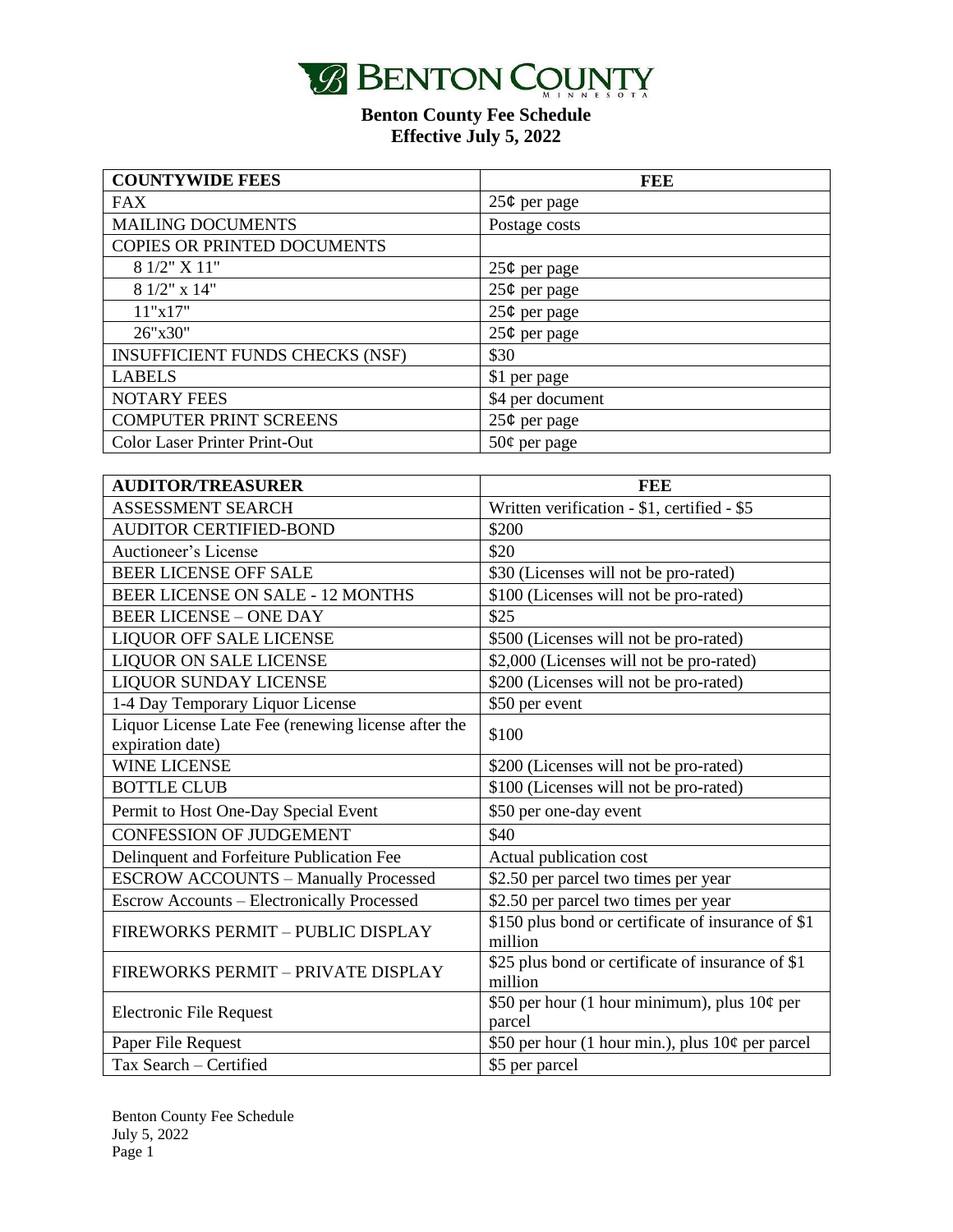# BENTON COUNTY

MINNESOTA

## Benton County Fee Schedule
## Effective July 5, 2022

| COUNTYWIDE FEES | FEE |
|---|---|
| FAX | 25¢ per page |
| MAILING DOCUMENTS | Postage costs |
| COPIES OR PRINTED DOCUMENTS | |
| 8 1/2" X 11" | 25¢ per page |
| 8 1/2" x 14" | 25¢ per page |
| 11"x17" | 25¢ per page |
| 26"x30" | 25¢ per page |
| INSUFFICIENT FUNDS CHECKS (NSF) | $30 |
| LABELS | $1 per page |
| NOTARY FEES | $4 per document |
| COMPUTER PRINT SCREENS | 25¢ per page |
| Color Laser Printer Print-Out | 50¢ per page |

| AUDITOR/TREASURER | FEE |
|---|---|
| ASSESSMENT SEARCH | Written verification - $1, certified - $5 |
| AUDITOR CERTIFIED-BOND | $200 |
| Auctioneer's License | $20 |
| BEER LICENSE OFF SALE | $30 (Licenses will not be pro-rated) |
| BEER LICENSE ON SALE - 12 MONTHS | $100 (Licenses will not be pro-rated) |
| BEER LICENSE – ONE DAY | $25 |
| LIQUOR OFF SALE LICENSE | $500 (Licenses will not be pro-rated) |
| LIQUOR ON SALE LICENSE | $2,000 (Licenses will not be pro-rated) |
| LIQUOR SUNDAY LICENSE | $200 (Licenses will not be pro-rated) |
| 1-4 Day Temporary Liquor License | $50 per event |
| Liquor License Late Fee (renewing license after the expiration date) | $100 |
| WINE LICENSE | $200 (Licenses will not be pro-rated) |
| BOTTLE CLUB | $100 (Licenses will not be pro-rated) |
| Permit to Host One-Day Special Event | $50 per one-day event |
| CONFESSION OF JUDGEMENT | $40 |
| Delinquent and Forfeiture Publication Fee | Actual publication cost |
| ESCROW ACCOUNTS – Manually Processed | $2.50 per parcel two times per year |
| Escrow Accounts – Electronically Processed | $2.50 per parcel two times per year |
| FIREWORKS PERMIT – PUBLIC DISPLAY | $150 plus bond or certificate of insurance of $1 million |
| FIREWORKS PERMIT – PRIVATE DISPLAY | $25 plus bond or certificate of insurance of $1 million |
| Electronic File Request | $50 per hour (1 hour minimum), plus 10¢ per parcel |
| Paper File Request | $50 per hour (1 hour min.), plus 10¢ per parcel |
| Tax Search – Certified | $5 per parcel |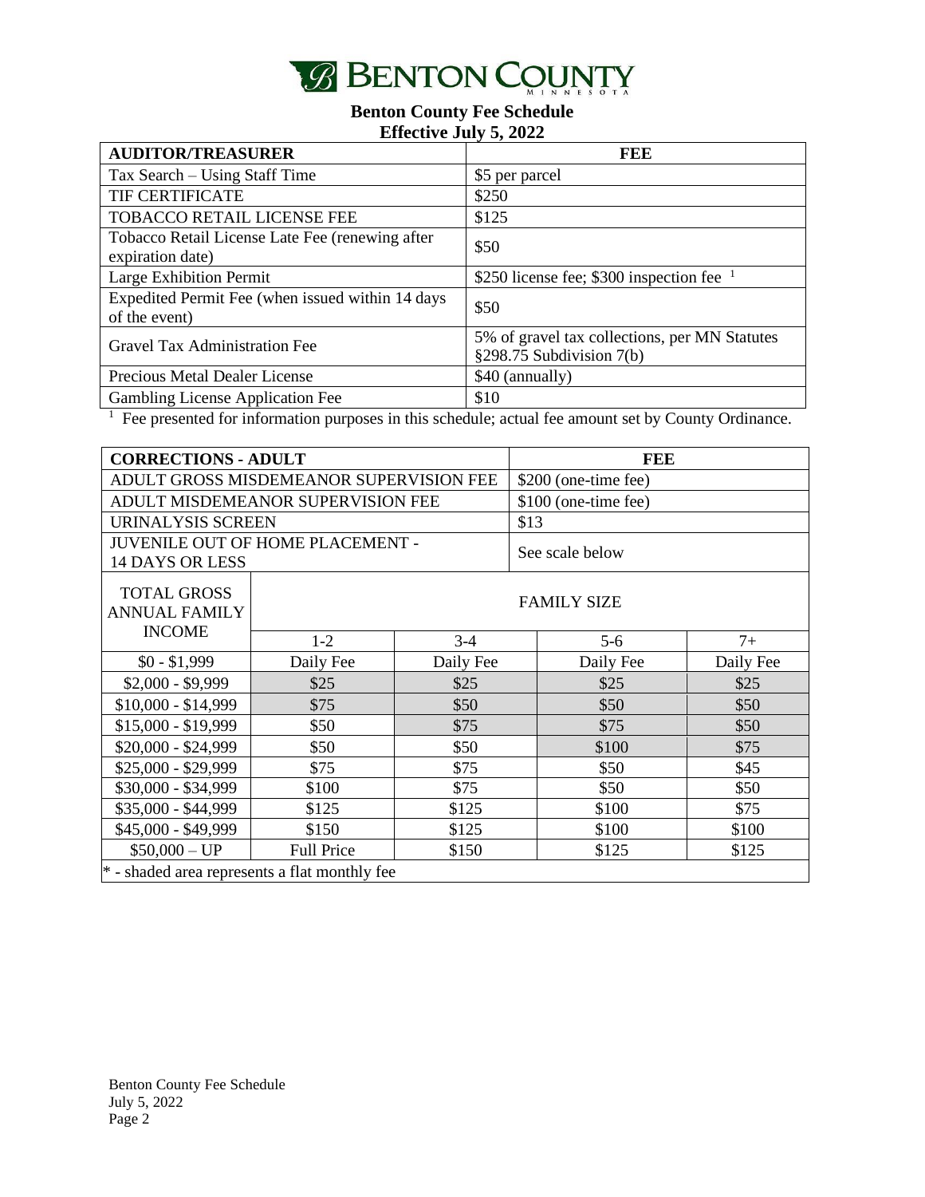# BENTON COUNTY

MINNESOTA

**Benton County Fee Schedule**
**Effective July 5, 2022**

| AUDITOR/TREASURER | FEE |
|---|---|
| Tax Search – Using Staff Time | $5 per parcel |
| TIF CERTIFICATE | $250 |
| TOBACCO RETAIL LICENSE FEE | $125 |
| Tobacco Retail License Late Fee (renewing after expiration date) | $50 |
| Large Exhibition Permit | $250 license fee; $300 inspection fee [1] |
| Expedited Permit Fee (when issued within 14 days of the event) | $50 |
| Gravel Tax Administration Fee | 5% of gravel tax collections, per MN Statutes §298.75 Subdivision 7(b) |
| Precious Metal Dealer License | $40 (annually) |
| Gambling License Application Fee | $10 |

[1] Fee presented for information purposes in this schedule; actual fee amount set by County Ordinance.

| CORRECTIONS - ADULT | | | FEE | |
|---|---|---|---|---|
| ADULT GROSS MISDEMEANOR SUPERVISION FEE | | | $200 (one-time fee) | |
| ADULT MISDEMEANOR SUPERVISION FEE | | | $100 (one-time fee) | |
| URINALYSIS SCREEN | | | $13 | |
| JUVENILE OUT OF HOME PLACEMENT - 14 DAYS OR LESS | | | See scale below | |
| TOTAL GROSS ANNUAL FAMILY INCOME | FAMILY SIZE | | | |
| | 1-2 | 3-4 | 5-6 | 7+ |
| $0 - $1,999 | Daily Fee | Daily Fee | Daily Fee | Daily Fee |
| $2,000 - $9,999 | $25 | $25 | $25 | $25 |
| $10,000 - $14,999 | $75 | $50 | $50 | $50 |
| $15,000 - $19,999 | $50 | $75 | $75 | $50 |
| $20,000 - $24,999 | $50 | $50 | $100 | $75 |
| $25,000 - $29,999 | $75 | $75 | $50 | $45 |
| $30,000 - $34,999 | $100 | $75 | $50 | $50 |
| $35,000 - $44,999 | $125 | $125 | $100 | $75 |
| $45,000 - $49,999 | $150 | $125 | $100 | $100 |
| $50,000 – UP | Full Price | $150 | $125 | $125 |
| * - shaded area represents a flat monthly fee | | | | |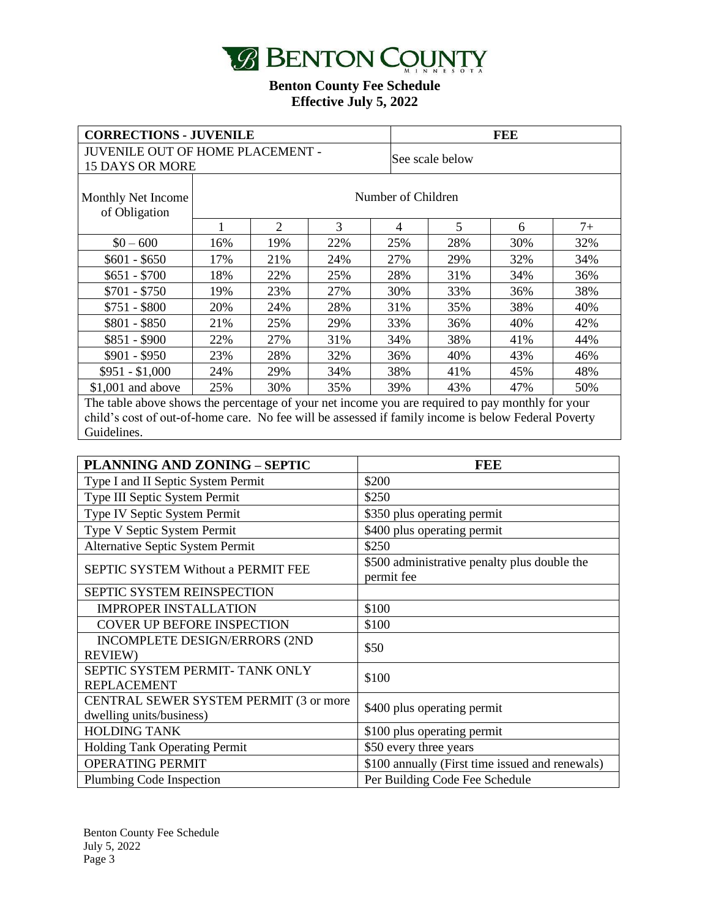# BENTON COUNTY

MINNESOTA

**Benton County Fee Schedule**
**Effective July 5, 2022**

| CORRECTIONS - JUVENILE | | | | FEE | | | |
|---|---|---|---|---|---|---|---|
| JUVENILE OUT OF HOME PLACEMENT - 15 DAYS OR MORE | | | | See scale below | | | |
| Monthly Net Income of Obligation | Number of Children | | | | | | |
| | 1 | 2 | 3 | 4 | 5 | 6 | 7+ |
| $0 – 600 | 16% | 19% | 22% | 25% | 28% | 30% | 32% |
| $601 - $650 | 17% | 21% | 24% | 27% | 29% | 32% | 34% |
| $651 - $700 | 18% | 22% | 25% | 28% | 31% | 34% | 36% |
| $701 - $750 | 19% | 23% | 27% | 30% | 33% | 36% | 38% |
| $751 - $800 | 20% | 24% | 28% | 31% | 35% | 38% | 40% |
| $801 - $850 | 21% | 25% | 29% | 33% | 36% | 40% | 42% |
| $851 - $900 | 22% | 27% | 31% | 34% | 38% | 41% | 44% |
| $901 - $950 | 23% | 28% | 32% | 36% | 40% | 43% | 46% |
| $951 - $1,000 | 24% | 29% | 34% | 38% | 41% | 45% | 48% |
| $1,001 and above | 25% | 30% | 35% | 39% | 43% | 47% | 50% |

The table above shows the percentage of your net income you are required to pay monthly for your child's cost of out-of-home care. No fee will be assessed if family income is below Federal Poverty Guidelines.

| PLANNING AND ZONING – SEPTIC | FEE |
|---|---|
| Type I and II Septic System Permit | $200 |
| Type III Septic System Permit | $250 |
| Type IV Septic System Permit | $350 plus operating permit |
| Type V Septic System Permit | $400 plus operating permit |
| Alternative Septic System Permit | $250 |
| SEPTIC SYSTEM Without a PERMIT FEE | $500 administrative penalty plus double the permit fee |
| SEPTIC SYSTEM REINSPECTION | |
| IMPROPER INSTALLATION | $100 |
| COVER UP BEFORE INSPECTION | $100 |
| INCOMPLETE DESIGN/ERRORS (2ND REVIEW) | $50 |
| SEPTIC SYSTEM PERMIT- TANK ONLY REPLACEMENT | $100 |
| CENTRAL SEWER SYSTEM PERMIT (3 or more dwelling units/business) | $400 plus operating permit |
| HOLDING TANK | $100 plus operating permit |
| Holding Tank Operating Permit | $50 every three years |
| OPERATING PERMIT | $100 annually (First time issued and renewals) |
| Plumbing Code Inspection | Per Building Code Fee Schedule |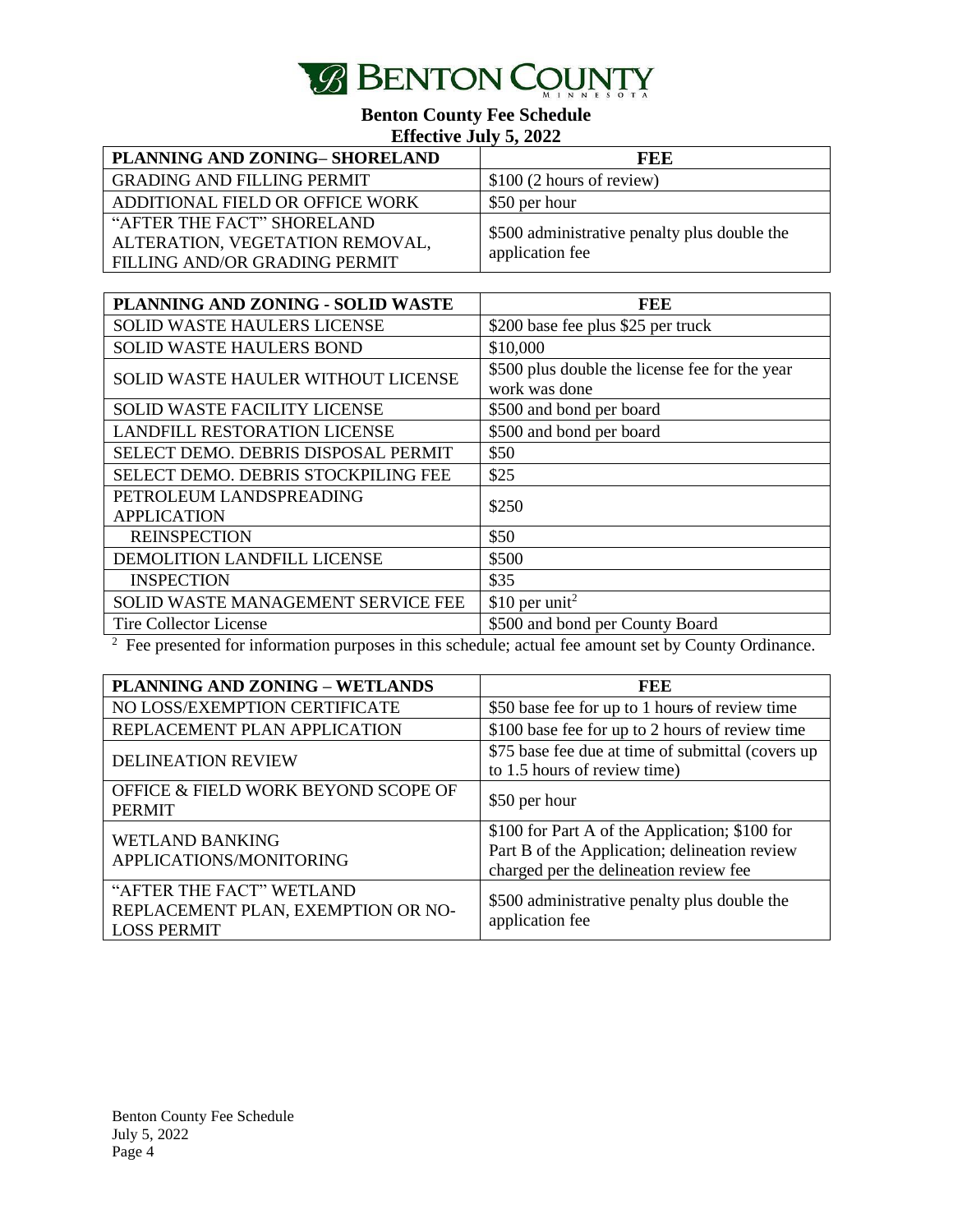# Benton County Fee Schedule

**Effective July 5, 2022**

| PLANNING AND ZONING– SHORELAND | FEE |
|---|---|
| GRADING AND FILLING PERMIT | $100 (2 hours of review) |
| ADDITIONAL FIELD OR OFFICE WORK | $50 per hour |
| "AFTER THE FACT" SHORELAND ALTERATION, VEGETATION REMOVAL, FILLING AND/OR GRADING PERMIT | $500 administrative penalty plus double the application fee |

| PLANNING AND ZONING - SOLID WASTE | FEE |
|---|---|
| SOLID WASTE HAULERS LICENSE | $200 base fee plus $25 per truck |
| SOLID WASTE HAULERS BOND | $10,000 |
| SOLID WASTE HAULER WITHOUT LICENSE | $500 plus double the license fee for the year work was done |
| SOLID WASTE FACILITY LICENSE | $500 and bond per board |
| LANDFILL RESTORATION LICENSE | $500 and bond per board |
| SELECT DEMO. DEBRIS DISPOSAL PERMIT | $50 |
| SELECT DEMO. DEBRIS STOCKPILING FEE | $25 |
| PETROLEUM LANDSPREADING APPLICATION | $250 |
| REINSPECTION | $50 |
| DEMOLITION LANDFILL LICENSE | $500 |
| INSPECTION | $35 |
| SOLID WASTE MANAGEMENT SERVICE FEE | $10 per unit[2] |
| Tire Collector License | $500 and bond per County Board |

[2] Fee presented for information purposes in this schedule; actual fee amount set by County Ordinance.

| PLANNING AND ZONING – WETLANDS | FEE |
|---|---|
| NO LOSS/EXEMPTION CERTIFICATE | $50 base fee for up to 1 ~~hours~~ hour of review time |
| REPLACEMENT PLAN APPLICATION | $100 base fee for up to 2 hours of review time |
| DELINEATION REVIEW | $75 base fee due at time of submittal (covers up to 1.5 hours of review time) |
| OFFICE & FIELD WORK BEYOND SCOPE OF PERMIT | $50 per hour |
| WETLAND BANKING APPLICATIONS/MONITORING | $100 for Part A of the Application; $100 for Part B of the Application; delineation review charged per the delineation review fee |
| "AFTER THE FACT" WETLAND REPLACEMENT PLAN, EXEMPTION OR NO-LOSS PERMIT | $500 administrative penalty plus double the application fee |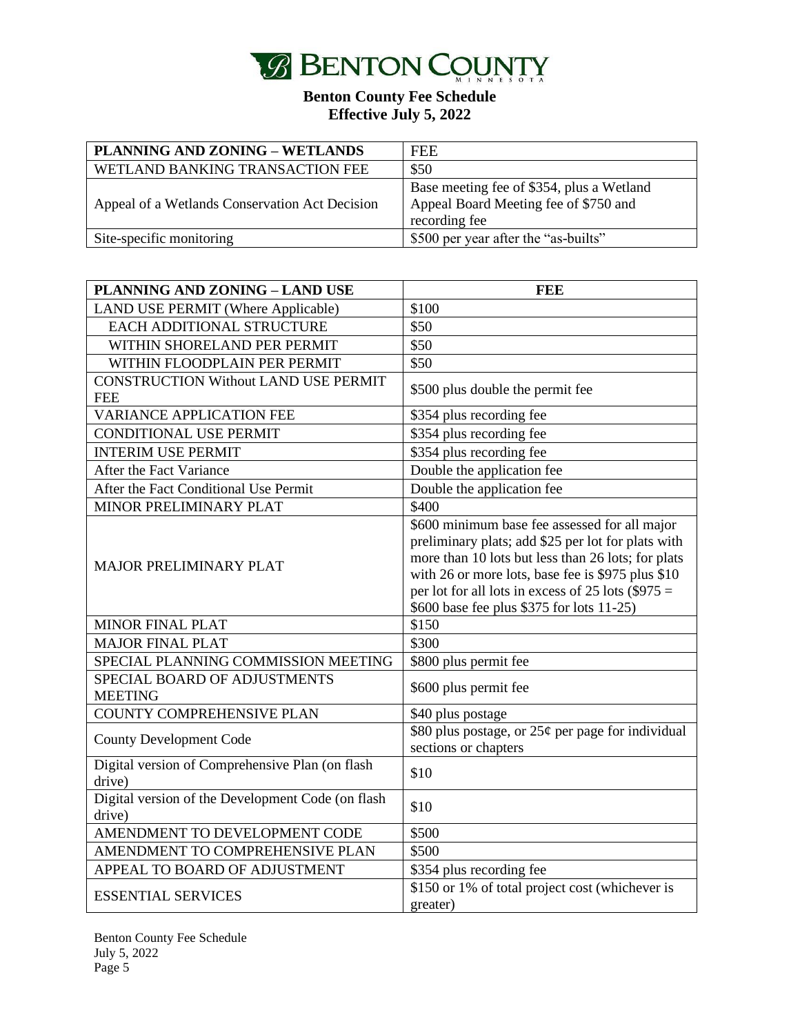# BENTON COUNTY

## Benton County Fee Schedule
## Effective July 5, 2022

| PLANNING AND ZONING – WETLANDS | FEE |
|---|---|
| WETLAND BANKING TRANSACTION FEE | $50 |
| Appeal of a Wetlands Conservation Act Decision | Base meeting fee of $354, plus a Wetland Appeal Board Meeting fee of $750 and recording fee |
| Site-specific monitoring | $500 per year after the "as-builts" |

| PLANNING AND ZONING – LAND USE | FEE |
|---|---|
| LAND USE PERMIT (Where Applicable) | $100 |
| EACH ADDITIONAL STRUCTURE | $50 |
| WITHIN SHORELAND PER PERMIT | $50 |
| WITHIN FLOODPLAIN PER PERMIT | $50 |
| CONSTRUCTION Without LAND USE PERMIT FEE | $500 plus double the permit fee |
| VARIANCE APPLICATION FEE | $354 plus recording fee |
| CONDITIONAL USE PERMIT | $354 plus recording fee |
| INTERIM USE PERMIT | $354 plus recording fee |
| After the Fact Variance | Double the application fee |
| After the Fact Conditional Use Permit | Double the application fee |
| MINOR PRELIMINARY PLAT | $400 |
| MAJOR PRELIMINARY PLAT | $600 minimum base fee assessed for all major preliminary plats; add $25 per lot for plats with more than 10 lots but less than 26 lots; for plats with 26 or more lots, base fee is $975 plus $10 per lot for all lots in excess of 25 lots ($975 = $600 base fee plus $375 for lots 11-25) |
| MINOR FINAL PLAT | $150 |
| MAJOR FINAL PLAT | $300 |
| SPECIAL PLANNING COMMISSION MEETING | $800 plus permit fee |
| SPECIAL BOARD OF ADJUSTMENTS MEETING | $600 plus permit fee |
| COUNTY COMPREHENSIVE PLAN | $40 plus postage |
| County Development Code | $80 plus postage, or 25¢ per page for individual sections or chapters |
| Digital version of Comprehensive Plan (on flash drive) | $10 |
| Digital version of the Development Code (on flash drive) | $10 |
| AMENDMENT TO DEVELOPMENT CODE | $500 |
| AMENDMENT TO COMPREHENSIVE PLAN | $500 |
| APPEAL TO BOARD OF ADJUSTMENT | $354 plus recording fee |
| ESSENTIAL SERVICES | $150 or 1% of total project cost (whichever is greater) |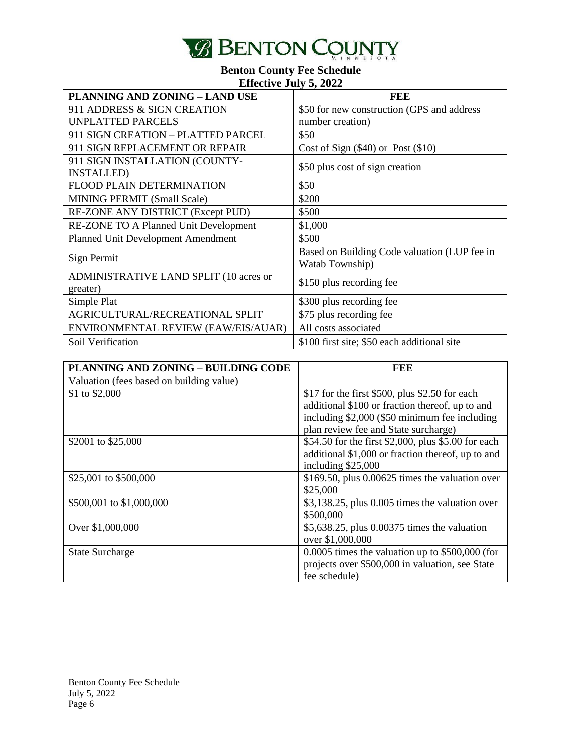# BENTON COUNTY

MINNESOTA

**Benton County Fee Schedule**
**Effective July 5, 2022**

| PLANNING AND ZONING – LAND USE | FEE |
|---|---|
| 911 ADDRESS & SIGN CREATION UNPLATTED PARCELS | $50 for new construction (GPS and address number creation) |
| 911 SIGN CREATION – PLATTED PARCEL | $50 |
| 911 SIGN REPLACEMENT OR REPAIR | Cost of Sign ($40) or Post ($10) |
| 911 SIGN INSTALLATION (COUNTY-INSTALLED) | $50 plus cost of sign creation |
| FLOOD PLAIN DETERMINATION | $50 |
| MINING PERMIT (Small Scale) | $200 |
| RE-ZONE ANY DISTRICT (Except PUD) | $500 |
| RE-ZONE TO A Planned Unit Development | $1,000 |
| Planned Unit Development Amendment | $500 |
| Sign Permit | Based on Building Code valuation (LUP fee in Watab Township) |
| ADMINISTRATIVE LAND SPLIT (10 acres or greater) | $150 plus recording fee |
| Simple Plat | $300 plus recording fee |
| AGRICULTURAL/RECREATIONAL SPLIT | $75 plus recording fee |
| ENVIRONMENTAL REVIEW (EAW/EIS/AUAR) | All costs associated |
| Soil Verification | $100 first site; $50 each additional site |

| PLANNING AND ZONING – BUILDING CODE | FEE |
|---|---|
| Valuation (fees based on building value) | |
| $1 to $2,000 | $17 for the first $500, plus $2.50 for each additional $100 or fraction thereof, up to and including $2,000 ($50 minimum fee including plan review fee and State surcharge) |
| $2001 to $25,000 | $54.50 for the first $2,000, plus $5.00 for each additional $1,000 or fraction thereof, up to and including $25,000 |
| $25,001 to $500,000 | $169.50, plus 0.00625 times the valuation over $25,000 |
| $500,001 to $1,000,000 | $3,138.25, plus 0.005 times the valuation over $500,000 |
| Over $1,000,000 | $5,638.25, plus 0.00375 times the valuation over $1,000,000 |
| State Surcharge | 0.0005 times the valuation up to $500,000 (for projects over $500,000 in valuation, see State fee schedule) |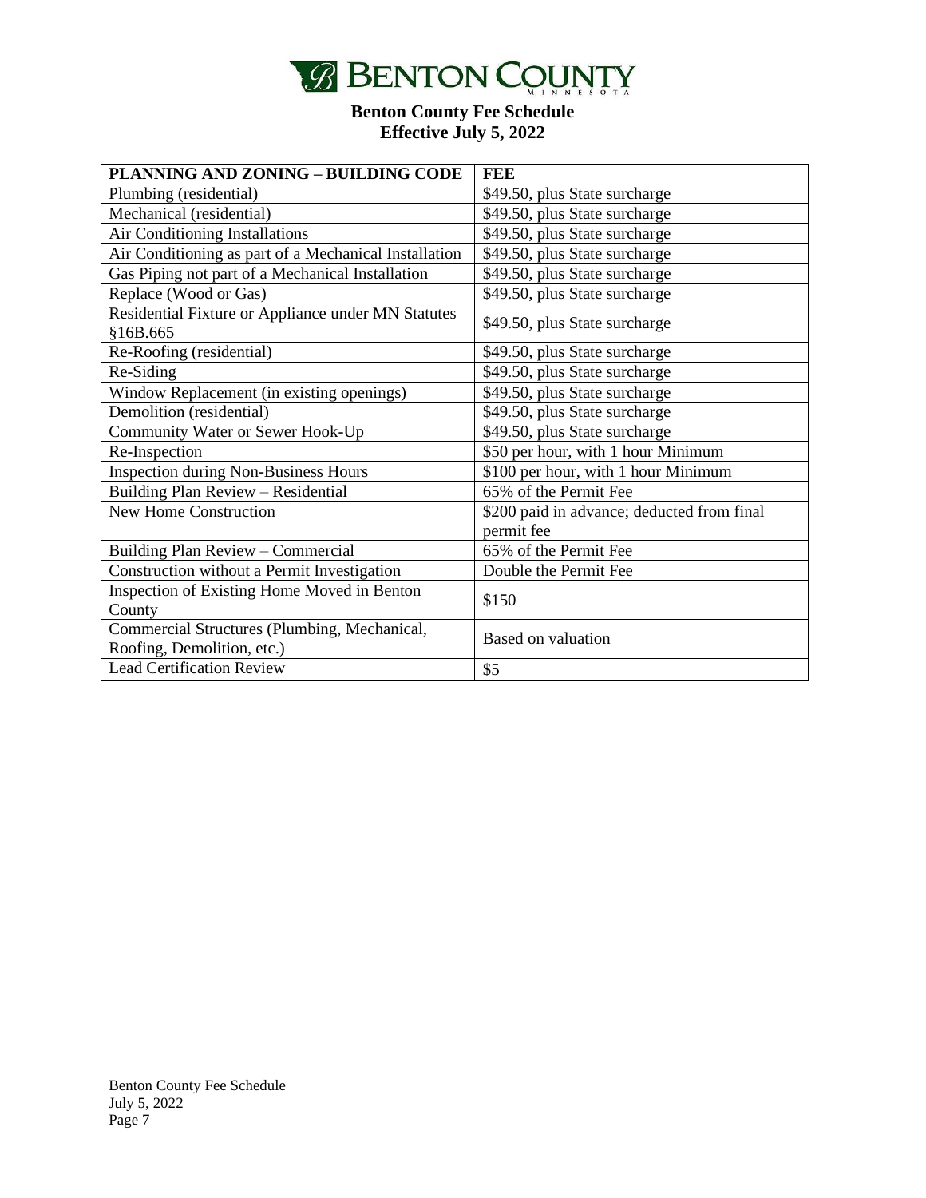# BENTON COUNTY

**Benton County Fee Schedule**
**Effective July 5, 2022**

| PLANNING AND ZONING – BUILDING CODE | FEE |
| --- | --- |
| Plumbing (residential) | $49.50, plus State surcharge |
| Mechanical (residential) | $49.50, plus State surcharge |
| Air Conditioning Installations | $49.50, plus State surcharge |
| Air Conditioning as part of a Mechanical Installation | $49.50, plus State surcharge |
| Gas Piping not part of a Mechanical Installation | $49.50, plus State surcharge |
| Replace (Wood or Gas) | $49.50, plus State surcharge |
| Residential Fixture or Appliance under MN Statutes §16B.665 | $49.50, plus State surcharge |
| Re-Roofing (residential) | $49.50, plus State surcharge |
| Re-Siding | $49.50, plus State surcharge |
| Window Replacement (in existing openings) | $49.50, plus State surcharge |
| Demolition (residential) | $49.50, plus State surcharge |
| Community Water or Sewer Hook-Up | $49.50, plus State surcharge |
| Re-Inspection | $50 per hour, with 1 hour Minimum |
| Inspection during Non-Business Hours | $100 per hour, with 1 hour Minimum |
| Building Plan Review – Residential | 65% of the Permit Fee |
| New Home Construction | $200 paid in advance; deducted from final permit fee |
| Building Plan Review – Commercial | 65% of the Permit Fee |
| Construction without a Permit Investigation | Double the Permit Fee |
| Inspection of Existing Home Moved in Benton County | $150 |
| Commercial Structures (Plumbing, Mechanical, Roofing, Demolition, etc.) | Based on valuation |
| Lead Certification Review | $5 |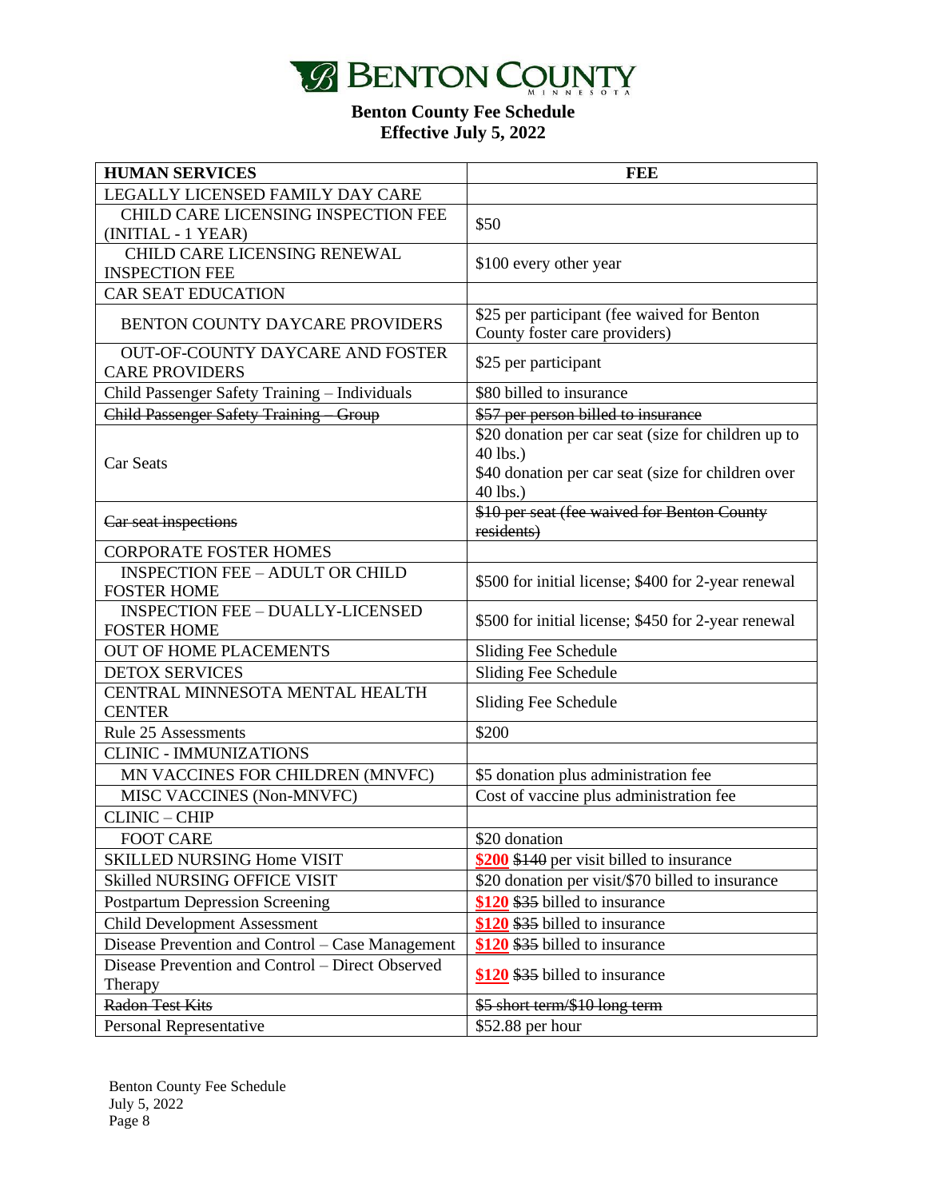# Benton County

**Benton County Fee Schedule**
**Effective July 5, 2022**

| HUMAN SERVICES | FEE |
|---|---|
| LEGALLY LICENSED FAMILY DAY CARE | |
| CHILD CARE LICENSING INSPECTION FEE (INITIAL - 1 YEAR) | $50 |
| CHILD CARE LICENSING RENEWAL INSPECTION FEE | $100 every other year |
| CAR SEAT EDUCATION | |
| BENTON COUNTY DAYCARE PROVIDERS | $25 per participant (fee waived for Benton County foster care providers) |
| OUT-OF-COUNTY DAYCARE AND FOSTER CARE PROVIDERS | $25 per participant |
| Child Passenger Safety Training – Individuals | $80 billed to insurance |
| ~~Child Passenger Safety Training – Group~~ | ~~$57 per person billed to insurance~~ |
| Car Seats | $20 donation per car seat (size for children up to 40 lbs.)<br>$40 donation per car seat (size for children over 40 lbs.) |
| ~~Car seat inspections~~ | ~~$10 per seat (fee waived for Benton County residents)~~ |
| CORPORATE FOSTER HOMES | |
| INSPECTION FEE – ADULT OR CHILD FOSTER HOME | $500 for initial license; $400 for 2-year renewal |
| INSPECTION FEE – DUALLY-LICENSED FOSTER HOME | $500 for initial license; $450 for 2-year renewal |
| OUT OF HOME PLACEMENTS | Sliding Fee Schedule |
| DETOX SERVICES | Sliding Fee Schedule |
| CENTRAL MINNESOTA MENTAL HEALTH CENTER | Sliding Fee Schedule |
| Rule 25 Assessments | $200 |
| CLINIC - IMMUNIZATIONS | |
| MN VACCINES FOR CHILDREN (MNVFC) | $5 donation plus administration fee |
| MISC VACCINES (Non-MNVFC) | Cost of vaccine plus administration fee |
| CLINIC – CHIP | |
| FOOT CARE | $20 donation |
| SKILLED NURSING Home VISIT | **$200** ~~$140~~ per visit billed to insurance |
| Skilled NURSING OFFICE VISIT | $20 donation per visit/$70 billed to insurance |
| Postpartum Depression Screening | **$120** ~~$35~~ billed to insurance |
| Child Development Assessment | **$120** ~~$35~~ billed to insurance |
| Disease Prevention and Control – Case Management | **$120** ~~$35~~ billed to insurance |
| Disease Prevention and Control – Direct Observed Therapy | **$120** ~~$35~~ billed to insurance |
| ~~Radon Test Kits~~ | ~~$5 short term/$10 long term~~ |
| Personal Representative | $52.88 per hour |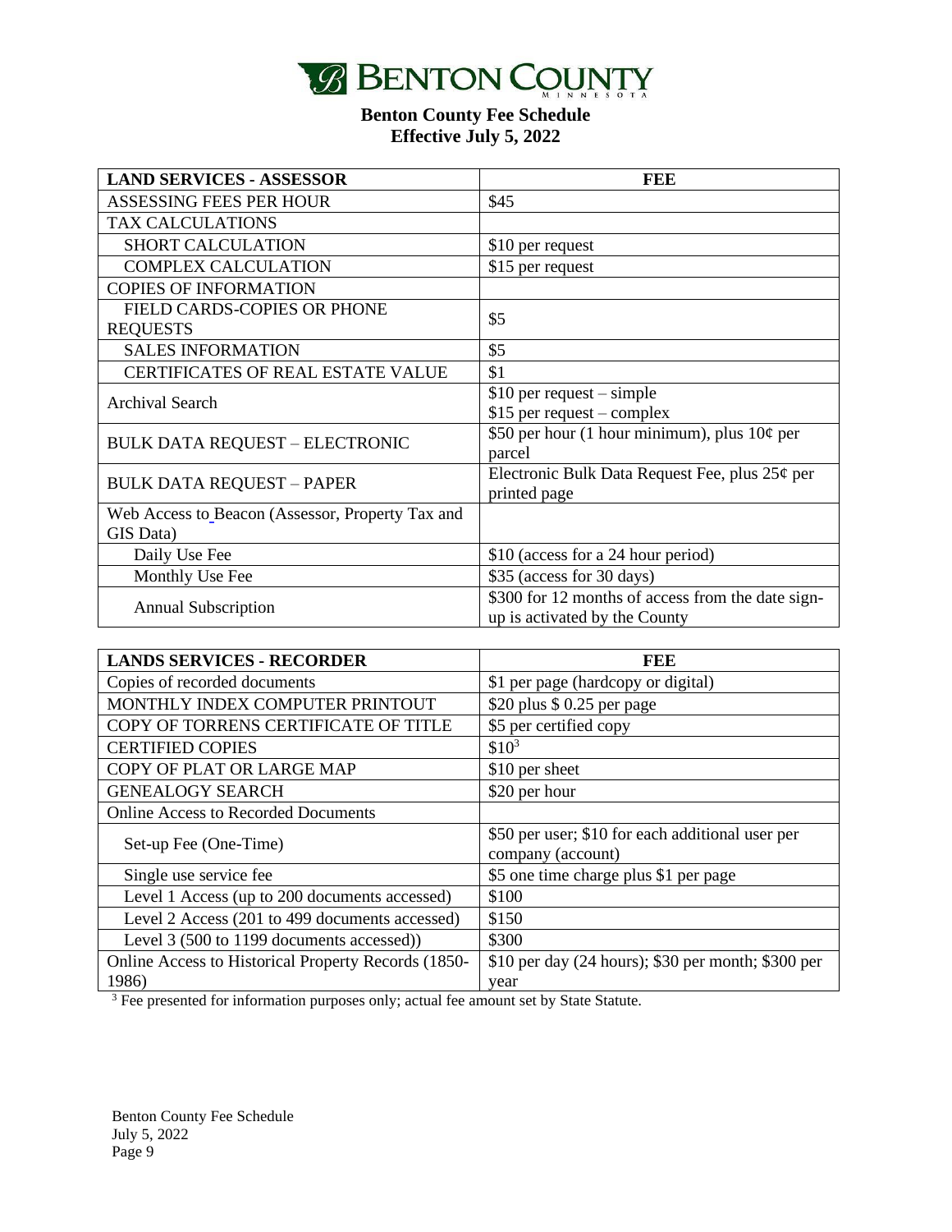# Benton County Fee Schedule
## Effective July 5, 2022

| LAND SERVICES - ASSESSOR | FEE |
|---|---|
| ASSESSING FEES PER HOUR | $45 |
| TAX CALCULATIONS | |
| SHORT CALCULATION | $10 per request |
| COMPLEX CALCULATION | $15 per request |
| COPIES OF INFORMATION | |
| FIELD CARDS-COPIES OR PHONE REQUESTS | $5 |
| SALES INFORMATION | $5 |
| CERTIFICATES OF REAL ESTATE VALUE | $1 |
| Archival Search | $10 per request – simple<br>$15 per request – complex |
| BULK DATA REQUEST – ELECTRONIC | $50 per hour (1 hour minimum), plus 10¢ per parcel |
| BULK DATA REQUEST – PAPER | Electronic Bulk Data Request Fee, plus 25¢ per printed page |
| Web Access to Beacon (Assessor, Property Tax and GIS Data) | |
| Daily Use Fee | $10 (access for a 24 hour period) |
| Monthly Use Fee | $35 (access for 30 days) |
| Annual Subscription | $300 for 12 months of access from the date sign-up is activated by the County |

| LANDS SERVICES - RECORDER | FEE |
|---|---|
| Copies of recorded documents | $1 per page (hardcopy or digital) |
| MONTHLY INDEX COMPUTER PRINTOUT | $20 plus $ 0.25 per page |
| COPY OF TORRENS CERTIFICATE OF TITLE | $5 per certified copy |
| CERTIFIED COPIES | $10[3] |
| COPY OF PLAT OR LARGE MAP | $10 per sheet |
| GENEALOGY SEARCH | $20 per hour |
| Online Access to Recorded Documents | |
| Set-up Fee (One-Time) | $50 per user; $10 for each additional user per company (account) |
| Single use service fee | $5 one time charge plus $1 per page |
| Level 1 Access (up to 200 documents accessed) | $100 |
| Level 2 Access (201 to 499 documents accessed) | $150 |
| Level 3 (500 to 1199 documents accessed)) | $300 |
| Online Access to Historical Property Records (1850-1986) | $10 per day (24 hours); $30 per month; $300 per year |

[3] Fee presented for information purposes only; actual fee amount set by State Statute.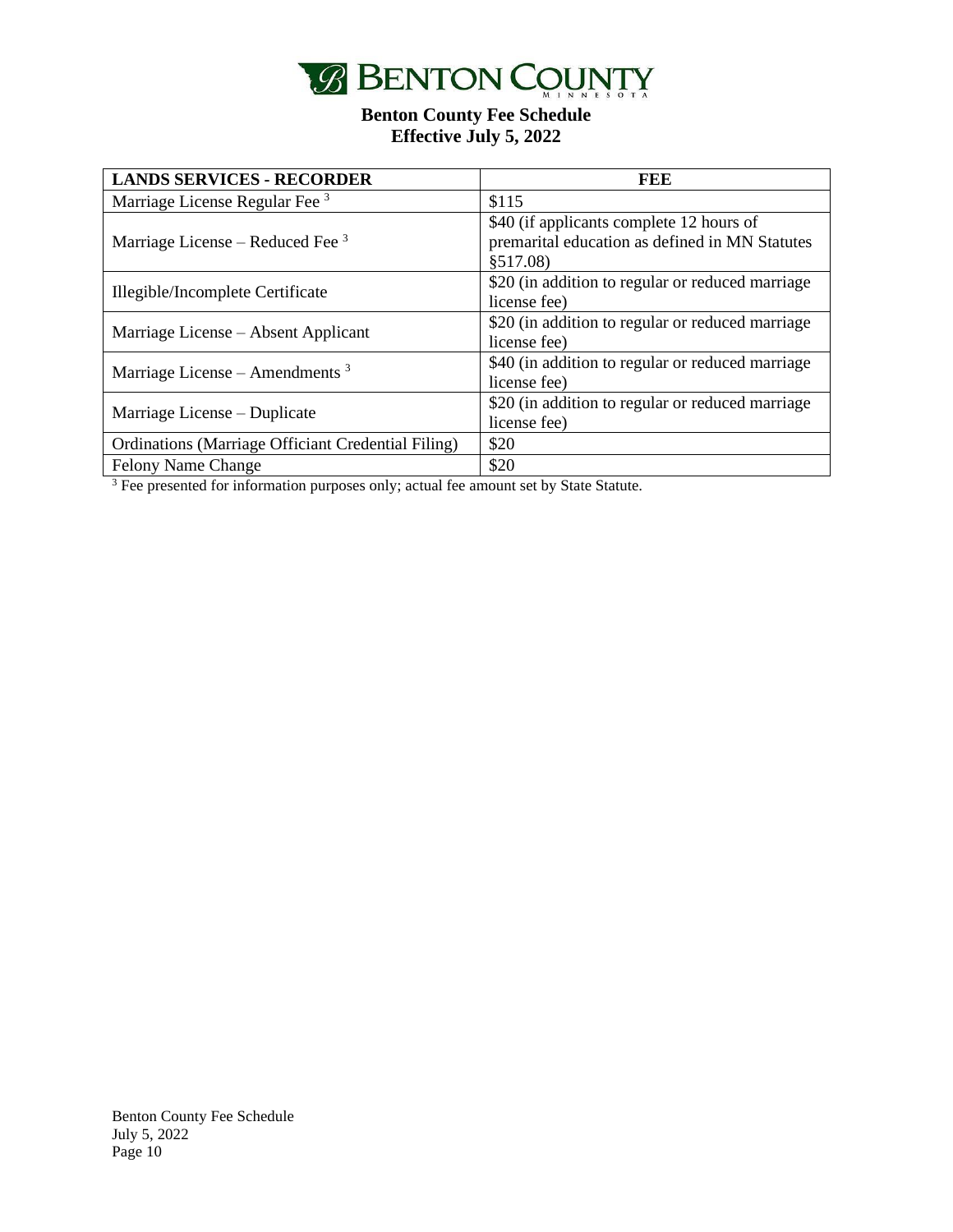# BENTON COUNTY

MINNESOTA

**Benton County Fee Schedule**
**Effective July 5, 2022**

| LANDS SERVICES - RECORDER | FEE |
| --- | --- |
| Marriage License Regular Fee [3] | $115 |
| Marriage License – Reduced Fee [3] | $40 (if applicants complete 12 hours of premarital education as defined in MN Statutes §517.08) |
| Illegible/Incomplete Certificate | $20 (in addition to regular or reduced marriage license fee) |
| Marriage License – Absent Applicant | $20 (in addition to regular or reduced marriage license fee) |
| Marriage License – Amendments [3] | $40 (in addition to regular or reduced marriage license fee) |
| Marriage License – Duplicate | $20 (in addition to regular or reduced marriage license fee) |
| Ordinations (Marriage Officiant Credential Filing) | $20 |
| Felony Name Change | $20 |

[3] Fee presented for information purposes only; actual fee amount set by State Statute.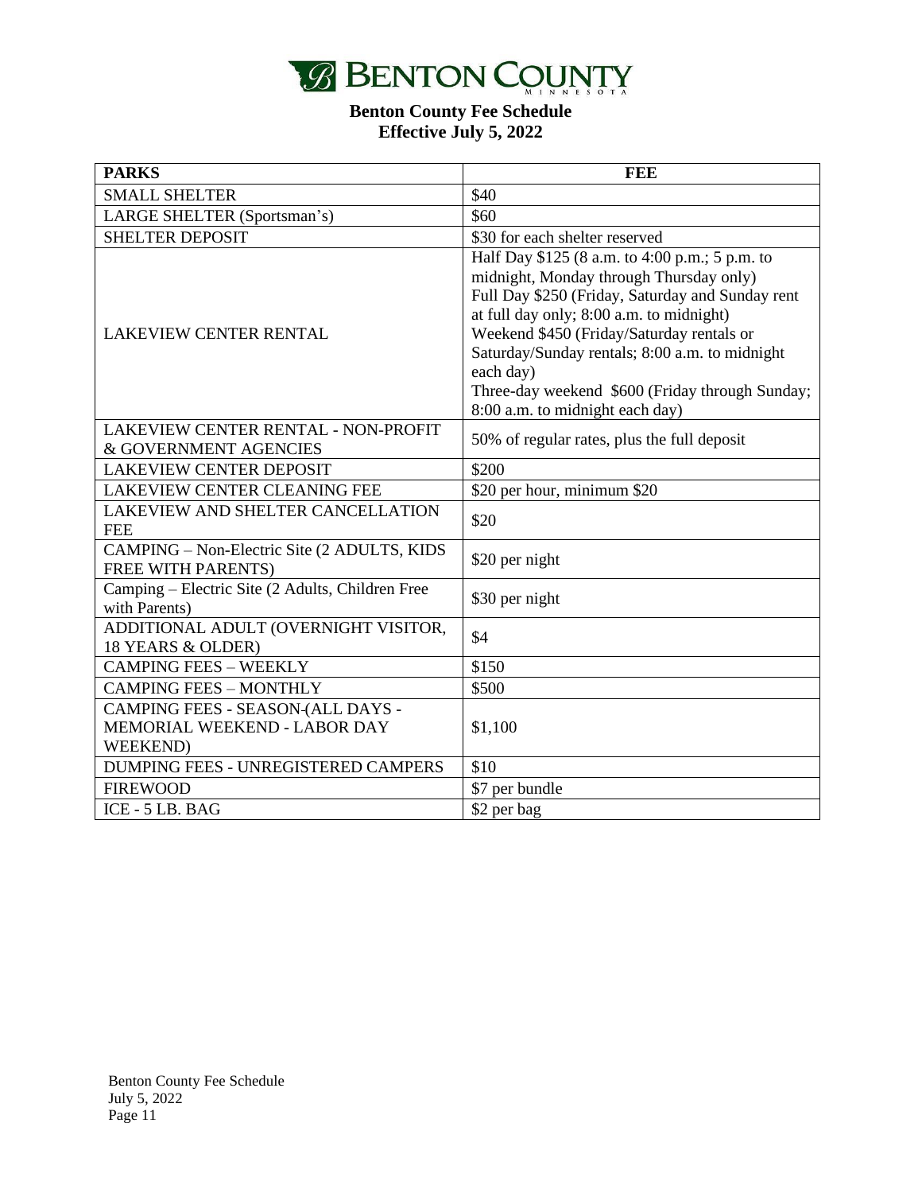# BENTON COUNTY

**Benton County Fee Schedule**
**Effective July 5, 2022**

| PARKS | FEE |
|---|---|
| SMALL SHELTER | $40 |
| LARGE SHELTER (Sportsman's) | $60 |
| SHELTER DEPOSIT | $30 for each shelter reserved |
| LAKEVIEW CENTER RENTAL | Half Day $125 (8 a.m. to 4:00 p.m.; 5 p.m. to midnight, Monday through Thursday only)<br>Full Day $250 (Friday, Saturday and Sunday rent at full day only; 8:00 a.m. to midnight)<br>Weekend $450 (Friday/Saturday rentals or Saturday/Sunday rentals; 8:00 a.m. to midnight each day)<br>Three-day weekend $600 (Friday through Sunday; 8:00 a.m. to midnight each day) |
| LAKEVIEW CENTER RENTAL - NON-PROFIT & GOVERNMENT AGENCIES | 50% of regular rates, plus the full deposit |
| LAKEVIEW CENTER DEPOSIT | $200 |
| LAKEVIEW CENTER CLEANING FEE | $20 per hour, minimum $20 |
| LAKEVIEW AND SHELTER CANCELLATION FEE | $20 |
| CAMPING – Non-Electric Site (2 ADULTS, KIDS FREE WITH PARENTS) | $20 per night |
| Camping – Electric Site (2 Adults, Children Free with Parents) | $30 per night |
| ADDITIONAL ADULT (OVERNIGHT VISITOR, 18 YEARS & OLDER) | $4 |
| CAMPING FEES – WEEKLY | $150 |
| CAMPING FEES – MONTHLY | $500 |
| CAMPING FEES - SEASON (ALL DAYS - MEMORIAL WEEKEND - LABOR DAY WEEKEND) | $1,100 |
| DUMPING FEES - UNREGISTERED CAMPERS | $10 |
| FIREWOOD | $7 per bundle |
| ICE - 5 LB. BAG | $2 per bag |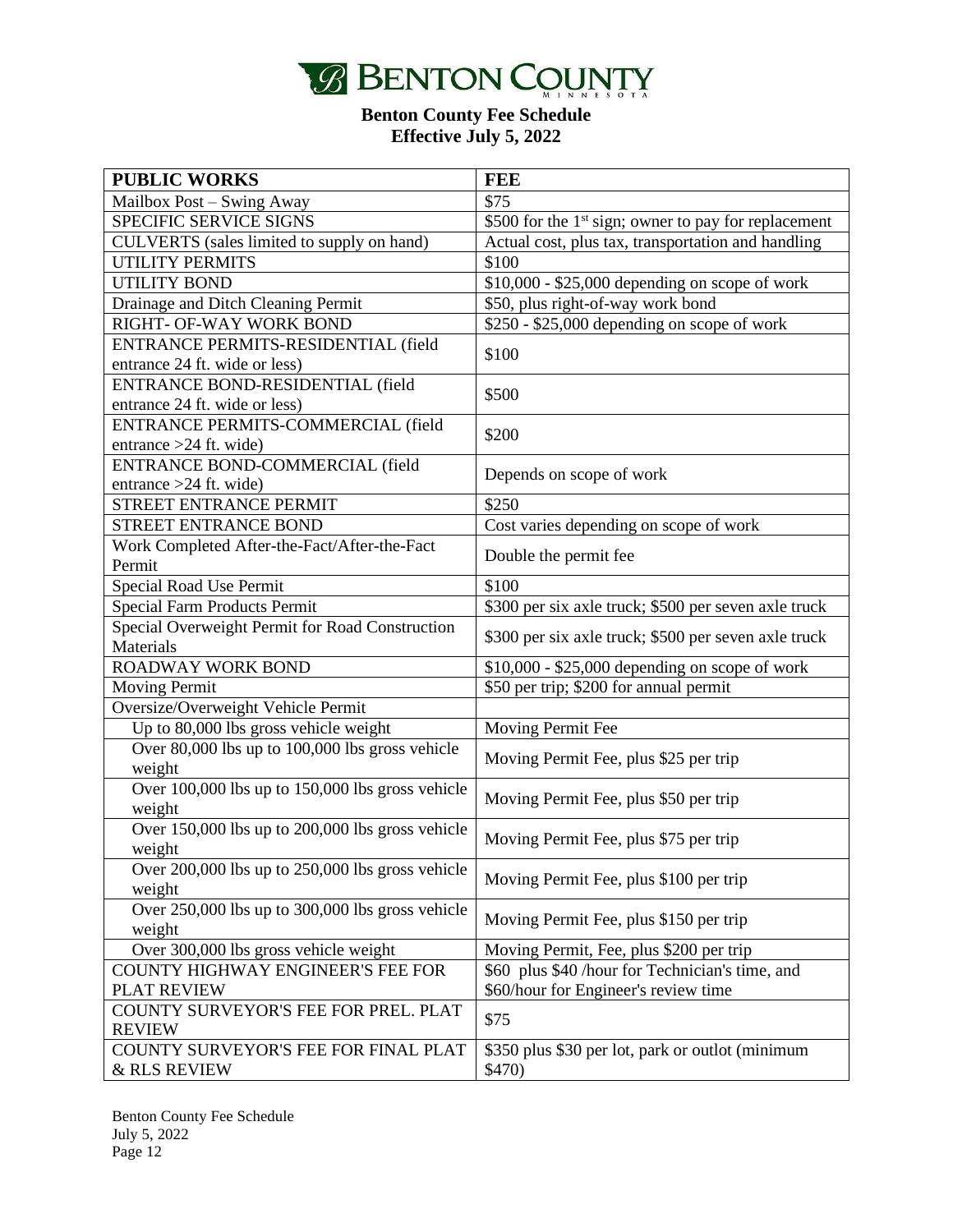# Benton County

**Benton County Fee Schedule**
**Effective July 5, 2022**

| PUBLIC WORKS | FEE |
|---|---|
| Mailbox Post – Swing Away | $75 |
| SPECIFIC SERVICE SIGNS | $500 for the 1st sign; owner to pay for replacement |
| CULVERTS (sales limited to supply on hand) | Actual cost, plus tax, transportation and handling |
| UTILITY PERMITS | $100 |
| UTILITY BOND | $10,000 - $25,000 depending on scope of work |
| Drainage and Ditch Cleaning Permit | $50, plus right-of-way work bond |
| RIGHT- OF-WAY WORK BOND | $250 - $25,000 depending on scope of work |
| ENTRANCE PERMITS-RESIDENTIAL (field entrance 24 ft. wide or less) | $100 |
| ENTRANCE BOND-RESIDENTIAL (field entrance 24 ft. wide or less) | $500 |
| ENTRANCE PERMITS-COMMERCIAL (field entrance >24 ft. wide) | $200 |
| ENTRANCE BOND-COMMERCIAL (field entrance >24 ft. wide) | Depends on scope of work |
| STREET ENTRANCE PERMIT | $250 |
| STREET ENTRANCE BOND | Cost varies depending on scope of work |
| Work Completed After-the-Fact/After-the-Fact Permit | Double the permit fee |
| Special Road Use Permit | $100 |
| Special Farm Products Permit | $300 per six axle truck; $500 per seven axle truck |
| Special Overweight Permit for Road Construction Materials | $300 per six axle truck; $500 per seven axle truck |
| ROADWAY WORK BOND | $10,000 - $25,000 depending on scope of work |
| Moving Permit | $50 per trip; $200 for annual permit |
| Oversize/Overweight Vehicle Permit | |
| Up to 80,000 lbs gross vehicle weight | Moving Permit Fee |
| Over 80,000 lbs up to 100,000 lbs gross vehicle weight | Moving Permit Fee, plus $25 per trip |
| Over 100,000 lbs up to 150,000 lbs gross vehicle weight | Moving Permit Fee, plus $50 per trip |
| Over 150,000 lbs up to 200,000 lbs gross vehicle weight | Moving Permit Fee, plus $75 per trip |
| Over 200,000 lbs up to 250,000 lbs gross vehicle weight | Moving Permit Fee, plus $100 per trip |
| Over 250,000 lbs up to 300,000 lbs gross vehicle weight | Moving Permit Fee, plus $150 per trip |
| Over 300,000 lbs gross vehicle weight | Moving Permit, Fee, plus $200 per trip |
| COUNTY HIGHWAY ENGINEER'S FEE FOR PLAT REVIEW | $60 plus $40 /hour for Technician's time, and $60/hour for Engineer's review time |
| COUNTY SURVEYOR'S FEE FOR PREL. PLAT REVIEW | $75 |
| COUNTY SURVEYOR'S FEE FOR FINAL PLAT & RLS REVIEW | $350 plus $30 per lot, park or outlot (minimum $470) |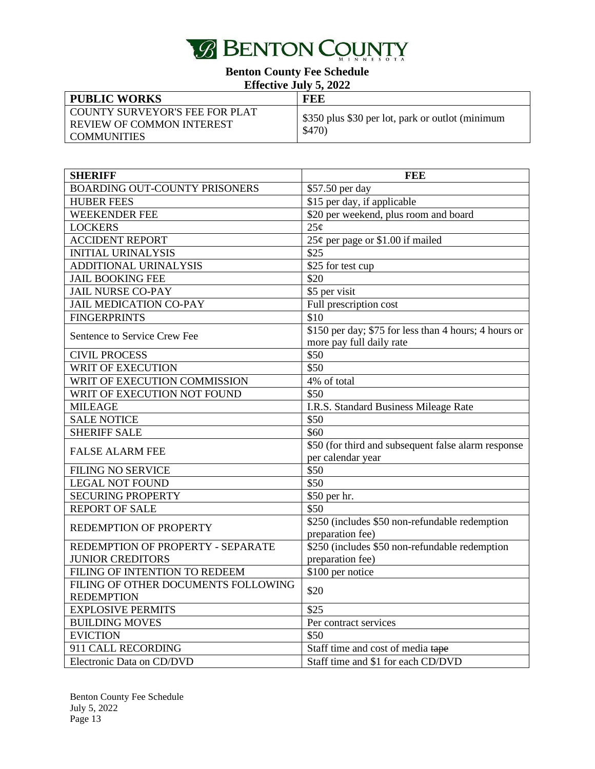# Benton County Fee Schedule

## Effective July 5, 2022

| PUBLIC WORKS | FEE |
|---|---|
| COUNTY SURVEYOR'S FEE FOR PLAT REVIEW OF COMMON INTEREST COMMUNITIES | \$350 plus \$30 per lot, park or outlot (minimum \$470) |

| SHERIFF | FEE |
|---|---|
| BOARDING OUT-COUNTY PRISONERS | \$57.50 per day |
| HUBER FEES | \$15 per day, if applicable |
| WEEKENDER FEE | \$20 per weekend, plus room and board |
| LOCKERS | 25¢ |
| ACCIDENT REPORT | 25¢ per page or \$1.00 if mailed |
| INITIAL URINALYSIS | \$25 |
| ADDITIONAL URINALYSIS | \$25 for test cup |
| JAIL BOOKING FEE | \$20 |
| JAIL NURSE CO-PAY | \$5 per visit |
| JAIL MEDICATION CO-PAY | Full prescription cost |
| FINGERPRINTS | \$10 |
| Sentence to Service Crew Fee | \$150 per day; \$75 for less than 4 hours; 4 hours or more pay full daily rate |
| CIVIL PROCESS | \$50 |
| WRIT OF EXECUTION | \$50 |
| WRIT OF EXECUTION COMMISSION | 4% of total |
| WRIT OF EXECUTION NOT FOUND | \$50 |
| MILEAGE | I.R.S. Standard Business Mileage Rate |
| SALE NOTICE | \$50 |
| SHERIFF SALE | \$60 |
| FALSE ALARM FEE | \$50 (for third and subsequent false alarm response per calendar year |
| FILING NO SERVICE | \$50 |
| LEGAL NOT FOUND | \$50 |
| SECURING PROPERTY | \$50 per hr. |
| REPORT OF SALE | \$50 |
| REDEMPTION OF PROPERTY | \$250 (includes \$50 non-refundable redemption preparation fee) |
| REDEMPTION OF PROPERTY - SEPARATE JUNIOR CREDITORS | \$250 (includes \$50 non-refundable redemption preparation fee) |
| FILING OF INTENTION TO REDEEM | \$100 per notice |
| FILING OF OTHER DOCUMENTS FOLLOWING REDEMPTION | \$20 |
| EXPLOSIVE PERMITS | \$25 |
| BUILDING MOVES | Per contract services |
| EVICTION | \$50 |
| 911 CALL RECORDING | Staff time and cost of media ~~tape~~ |
| Electronic Data on CD/DVD | Staff time and \$1 for each CD/DVD |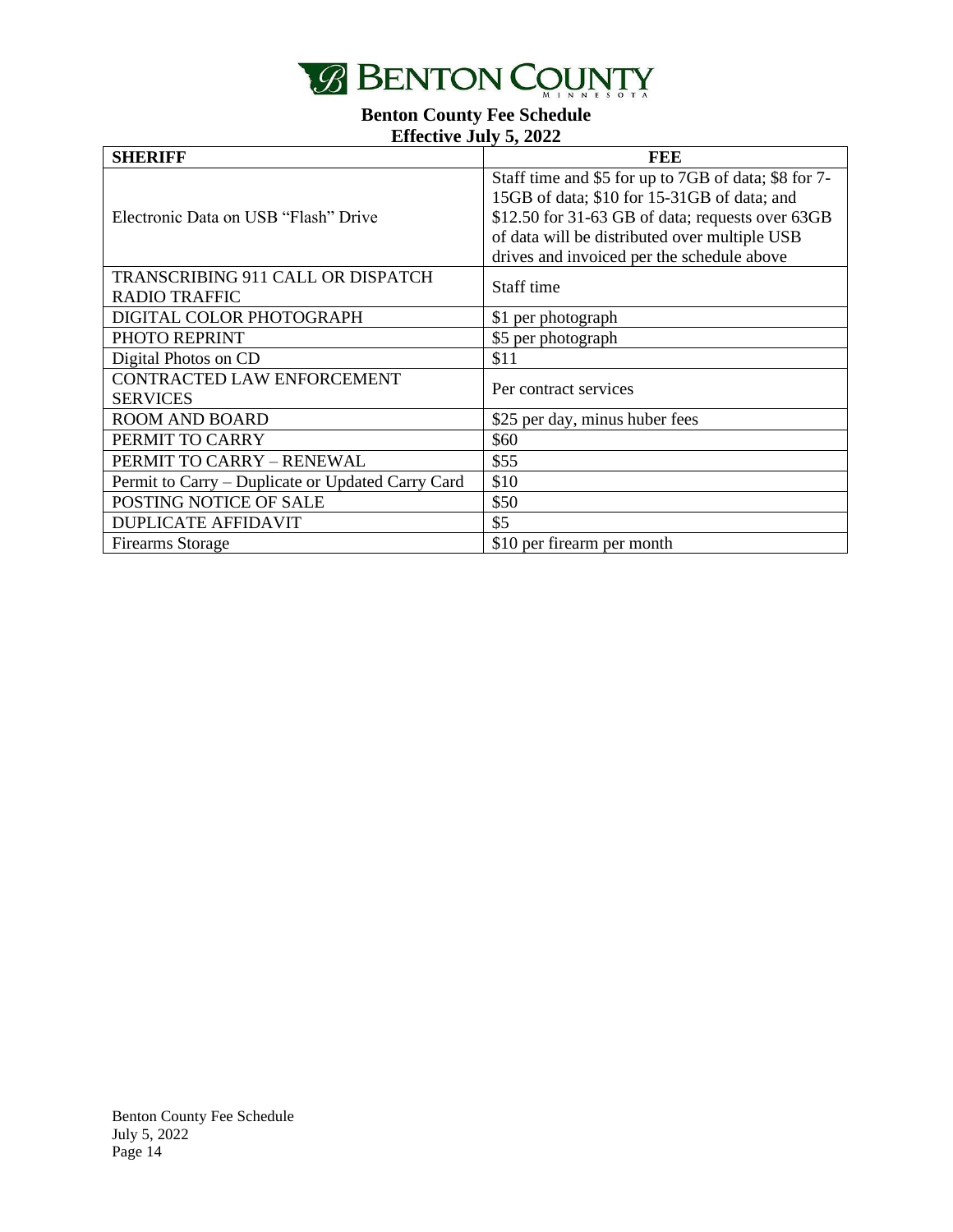# Benton County Fee Schedule

## Effective July 5, 2022

| SHERIFF | FEE |
|---|---|
| Electronic Data on USB "Flash" Drive | Staff time and $5 for up to 7GB of data; $8 for 7-15GB of data; $10 for 15-31GB of data; and $12.50 for 31-63 GB of data; requests over 63GB of data will be distributed over multiple USB drives and invoiced per the schedule above |
| TRANSCRIBING 911 CALL OR DISPATCH RADIO TRAFFIC | Staff time |
| DIGITAL COLOR PHOTOGRAPH | $1 per photograph |
| PHOTO REPRINT | $5 per photograph |
| Digital Photos on CD | $11 |
| CONTRACTED LAW ENFORCEMENT SERVICES | Per contract services |
| ROOM AND BOARD | $25 per day, minus huber fees |
| PERMIT TO CARRY | $60 |
| PERMIT TO CARRY – RENEWAL | $55 |
| Permit to Carry – Duplicate or Updated Carry Card | $10 |
| POSTING NOTICE OF SALE | $50 |
| DUPLICATE AFFIDAVIT | $5 |
| Firearms Storage | $10 per firearm per month |